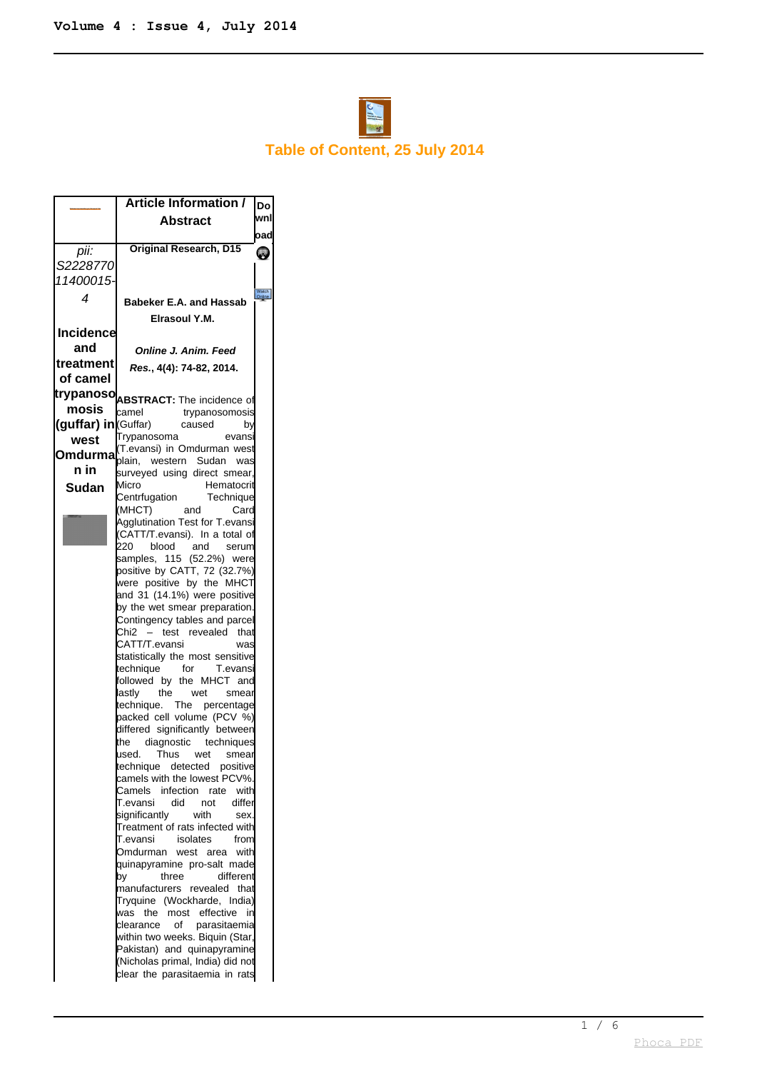# Table of Content, 25 July 2014

| | Article Information / Abstract | Download |
|---|---|---|
| *pii: S222877011400015-4*<br><br>**Incidence and treatment of camel trypanosomosis (guffar) in west Omdurman in Sudan** | **Original Research, D15**<br><br>**Babeker E.A. and Hassab Elrasoul Y.M.**<br><br>***Online J. Anim. Feed Res.*, 4(4): 74-82, 2014.**<br><br>**ABSTRACT:** The incidence of camel trypanosomosis (Guffar) caused by Trypanosoma evansi (T.evansi) in Omdurman west plain, western Sudan was surveyed using direct smear, Micro Hematocrit Centrfugation Technique (MHCT) and Card Agglutination Test for T.evansi (CATT/T.evansi). In a total of 220 blood and serum samples, 115 (52.2%) were positive by CATT, 72 (32.7%) were positive by the MHCT and 31 (14.1%) were positive by the wet smear preparation. Contingency tables and parcel Chi2 – test revealed that CATT/T.evansi was statistically the most sensitive technique for T.evansi followed by the MHCT and lastly the wet smear technique. The percentage packed cell volume (PCV %) differed significantly between the diagnostic techniques used. Thus wet smear technique detected positive camels with the lowest PCV%. Camels infection rate with T.evansi did not differ significantly with sex. Treatment of rats infected with T.evansi isolates from Omdurman west area with quinapyramine pro-salt made by three different manufacturers revealed that Tryquine (Wockharde, India) was the most effective in clearance of parasitaemia within two weeks. Biquin (Star, Pakistan) and quinapyramine (Nicholas primal, India) did not clear the parasitaemia in rats | PDF<br><br>Watch Online |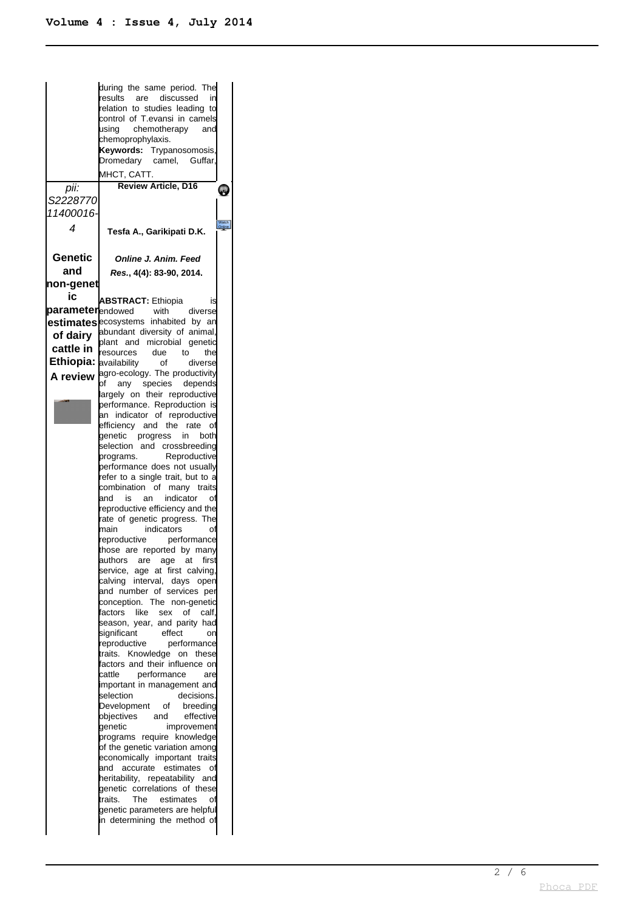during the same period. The results are discussed in relation to studies leading to control of T.evansi in camels using chemotherapy and chemoprophylaxis.

**Keywords:** Trypanosomosis, Dromedary camel, Guffar, MHCT, CATT.

*pii: S222877011400016-4*

**Review Article, D16**

**Genetic and non-genetic parameter estimates of dairy cattle in Ethiopia: A review**

**Tesfa A., Garikipati D.K.**

***Online J. Anim. Feed Res.*, 4(4): 83-90, 2014.**

**ABSTRACT:** Ethiopia is endowed with diverse ecosystems inhabited by an abundant diversity of animal, plant and microbial genetic resources due to the availability of diverse agro-ecology. The productivity of any species depends largely on their reproductive performance. Reproduction is an indicator of reproductive efficiency and the rate of genetic progress in both selection and crossbreeding programs. Reproductive performance does not usually refer to a single trait, but to a combination of many traits and is an indicator of reproductive efficiency and the rate of genetic progress. The main indicators of reproductive performance those are reported by many authors are age at first service, age at first calving, calving interval, days open and number of services per conception. The non-genetic factors like sex of calf, season, year, and parity had significant effect on reproductive performance traits. Knowledge on these factors and their influence on cattle performance are important in management and selection decisions. Development of breeding objectives and effective genetic improvement programs require knowledge of the genetic variation among economically important traits and accurate estimates of heritability, repeatability and genetic correlations of these traits. The estimates of genetic parameters are helpful in determining the method of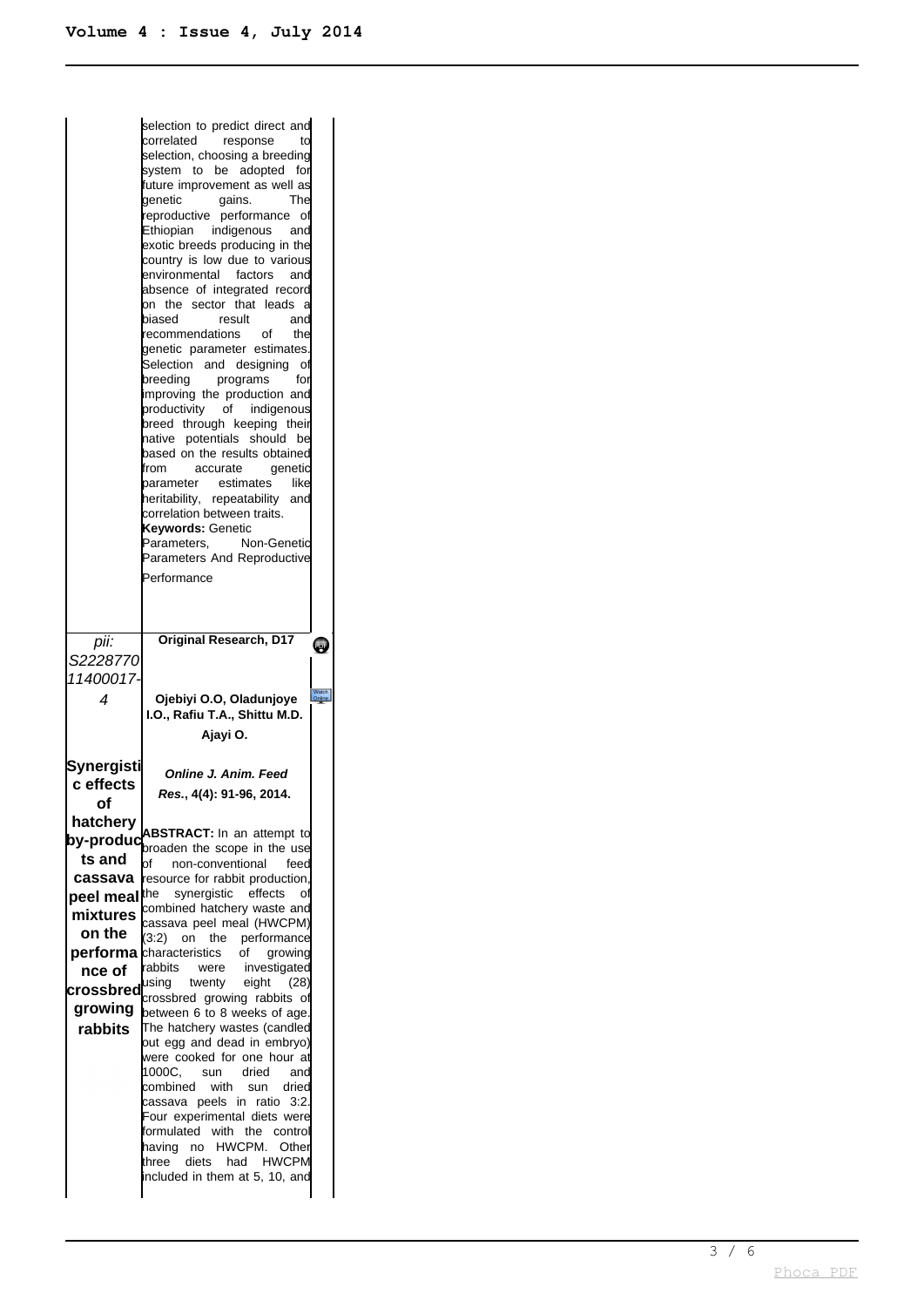selection to predict direct and correlated response to selection, choosing a breeding system to be adopted for future improvement as well as genetic gains. The reproductive performance of Ethiopian indigenous and exotic breeds producing in the country is low due to various environmental factors and absence of integrated record on the sector that leads a biased result and recommendations of the genetic parameter estimates. Selection and designing of breeding programs for improving the production and productivity of indigenous breed through keeping their native potentials should be based on the results obtained from accurate genetic parameter estimates like heritability, repeatability and correlation between traits.

**Keywords:** Genetic Parameters, Non-Genetic Parameters And Reproductive Performance

| | | |
|---|---|---|
| *pii: S222877011400017-4* **Synergistic effects of hatchery by-products and cassava peel meal mixtures on the performance of crossbred growing rabbits** | **Original Research, D17** **Ojebiyi O.O, Oladunjoye I.O., Rafiu T.A., Shittu M.D. Ajayi O.** ***Online J. Anim. Feed Res.*, 4(4): 91-96, 2014.** **ABSTRACT:** In an attempt to broaden the scope in the use of non-conventional feed resource for rabbit production, the synergistic effects of combined hatchery waste and cassava peel meal (HWCPM) (3:2) on the performance characteristics of growing rabbits were investigated using twenty eight (28) crossbred growing rabbits of between 6 to 8 weeks of age. The hatchery wastes (candled out egg and dead in embryo) were cooked for one hour at 1000C, sun dried and combined with sun dried cassava peels in ratio 3:2. Four experimental diets were formulated with the control having no HWCPM. Other three diets had HWCPM included in them at 5, 10, and | |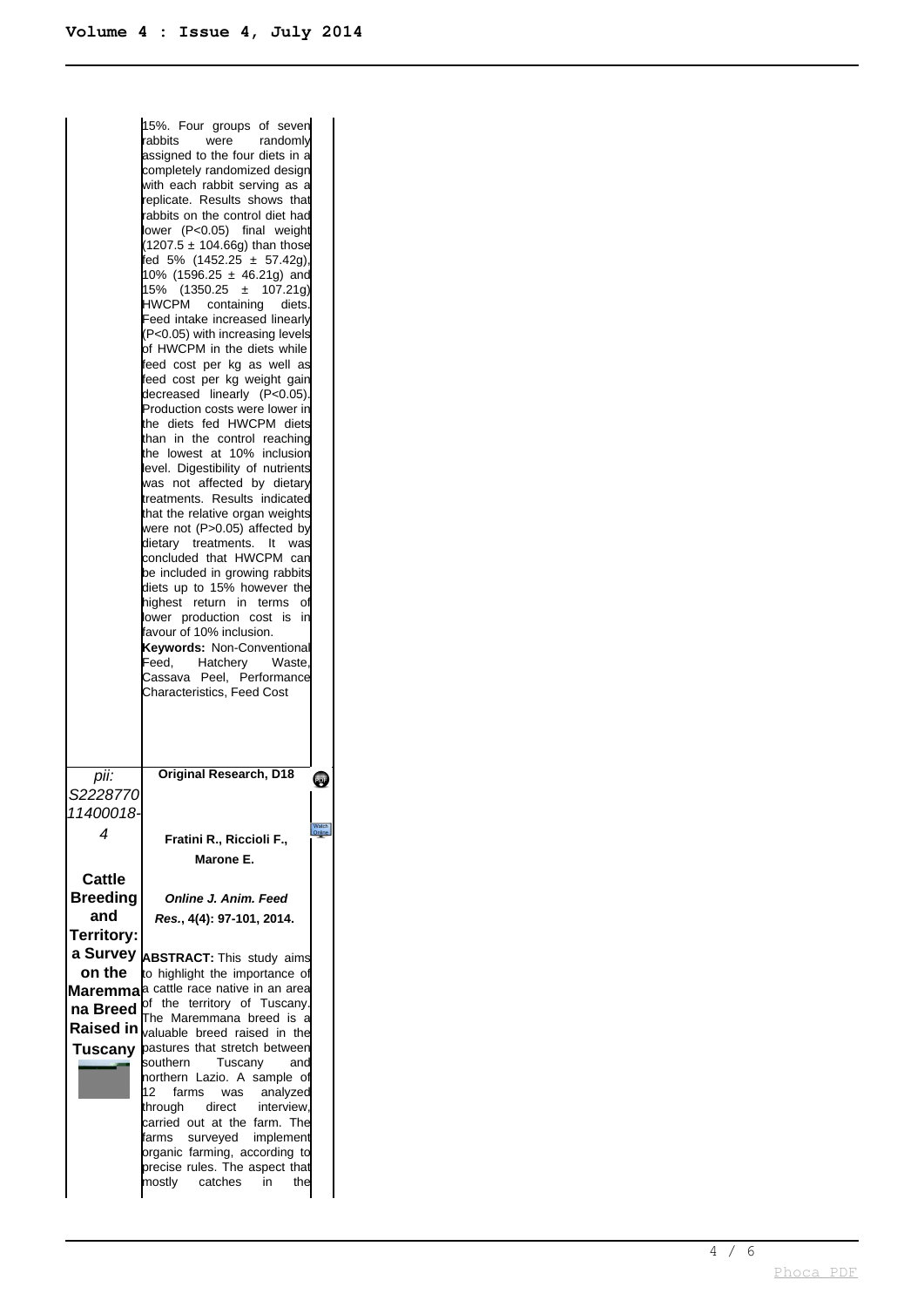15%. Four groups of seven rabbits were randomly assigned to the four diets in a completely randomized design with each rabbit serving as a replicate. Results shows that rabbits on the control diet had lower ($P<0.05$) final weight (1207.5 ± 104.66g) than those fed 5% (1452.25 ± 57.42g), 10% (1596.25 ± 46.21g) and 15% (1350.25 ± 107.21g) HWCPM containing diets. Feed intake increased linearly ($P<0.05$) with increasing levels of HWCPM in the diets while feed cost per kg as well as feed cost per kg weight gain decreased linearly ($P<0.05$). Production costs were lower in the diets fed HWCPM diets than in the control reaching the lowest at 10% inclusion level. Digestibility of nutrients was not affected by dietary treatments. Results indicated that the relative organ weights were not ($P>0.05$) affected by dietary treatments. It was concluded that HWCPM can be included in growing rabbits diets up to 15% however the highest return in terms of lower production cost is in favour of 10% inclusion.

**Keywords:** Non-Conventional Feed, Hatchery Waste, Cassava Peel, Performance Characteristics, Feed Cost

---

*pii: S222877011400018-4*

## Cattle Breeding and Territory: a Survey on the Maremmana Breed Raised in Tuscany

**Original Research, D18**

**Fratini R., Riccioli F., Marone E.**

***Online J. Anim. Feed Res.*, 4(4): 97-101, 2014.**

**ABSTRACT:** This study aims to highlight the importance of a cattle race native in an area of the territory of Tuscany. The Maremmana breed is a valuable breed raised in the pastures that stretch between southern Tuscany and northern Lazio. A sample of 12 farms was analyzed through direct interview, carried out at the farm. The farms surveyed implement organic farming, according to precise rules. The aspect that mostly catches in the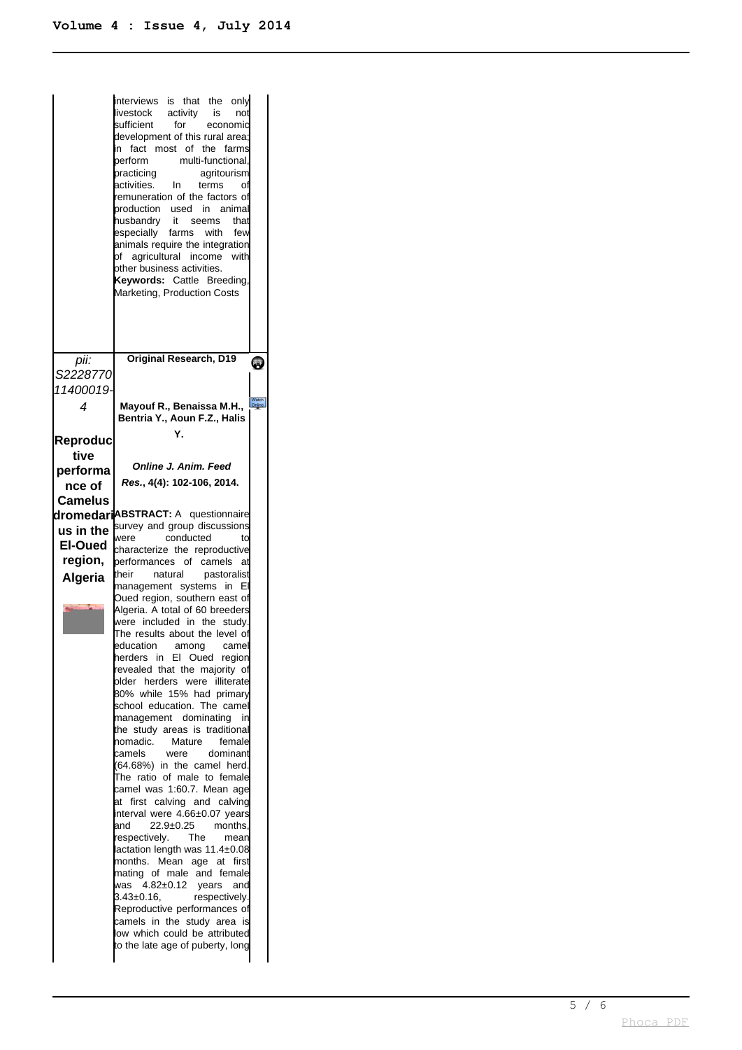interviews is that the only livestock activity is not sufficient for economic development of this rural area; in fact most of the farms perform multi-functional, practicing agritourism activities. In terms of remuneration of the factors of production used in animal husbandry it seems that especially farms with few animals require the integration of agricultural income with other business activities.

**Keywords:** Cattle Breeding, Marketing, Production Costs

---

*pii: S222877011400019-4*

## Reproductive performance of Camelus dromedarius in the El-Oued region, Algeria

**Original Research, D19**

**Mayouf R., Benaissa M.H., Bentria Y., Aoun F.Z., Halis Y.**

***Online J. Anim. Feed Res.*, 4(4): 102-106, 2014.**

**ABSTRACT:** A questionnaire survey and group discussions were conducted to characterize the reproductive performances of camels at their natural pastoralist management systems in El Oued region, southern east of Algeria. A total of 60 breeders were included in the study. The results about the level of education among camel herders in El Oued region revealed that the majority of older herders were illiterate 80% while 15% had primary school education. The camel management dominating in the study areas is traditional nomadic. Mature female camels were dominant (64.68%) in the camel herd. The ratio of male to female camel was 1:60.7. Mean age at first calving and calving interval were 4.66±0.07 years and 22.9±0.25 months, respectively. The mean lactation length was 11.4±0.08 months. Mean age at first mating of male and female was 4.82±0.12 years and 3.43±0.16, respectively. Reproductive performances of camels in the study area is low which could be attributed to the late age of puberty, long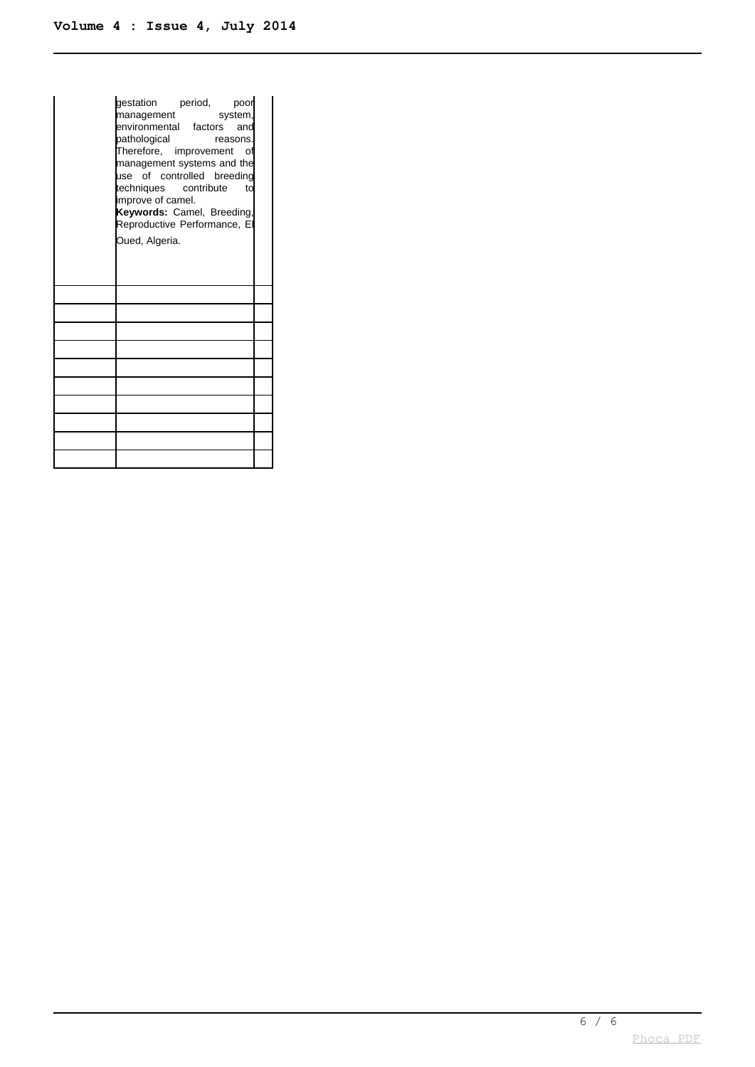| | | |
|---|---|---|
| | gestation period, poor management system, environmental factors and pathological reasons. Therefore, improvement of management systems and the use of controlled breeding techniques contribute to improve of camel. **Keywords:** Camel, Breeding, Reproductive Performance, El Oued, Algeria. | |
| | | |
| | | |
| | | |
| | | |
| | | |
| | | |
| | | |
| | | |
| | | |
| | | |